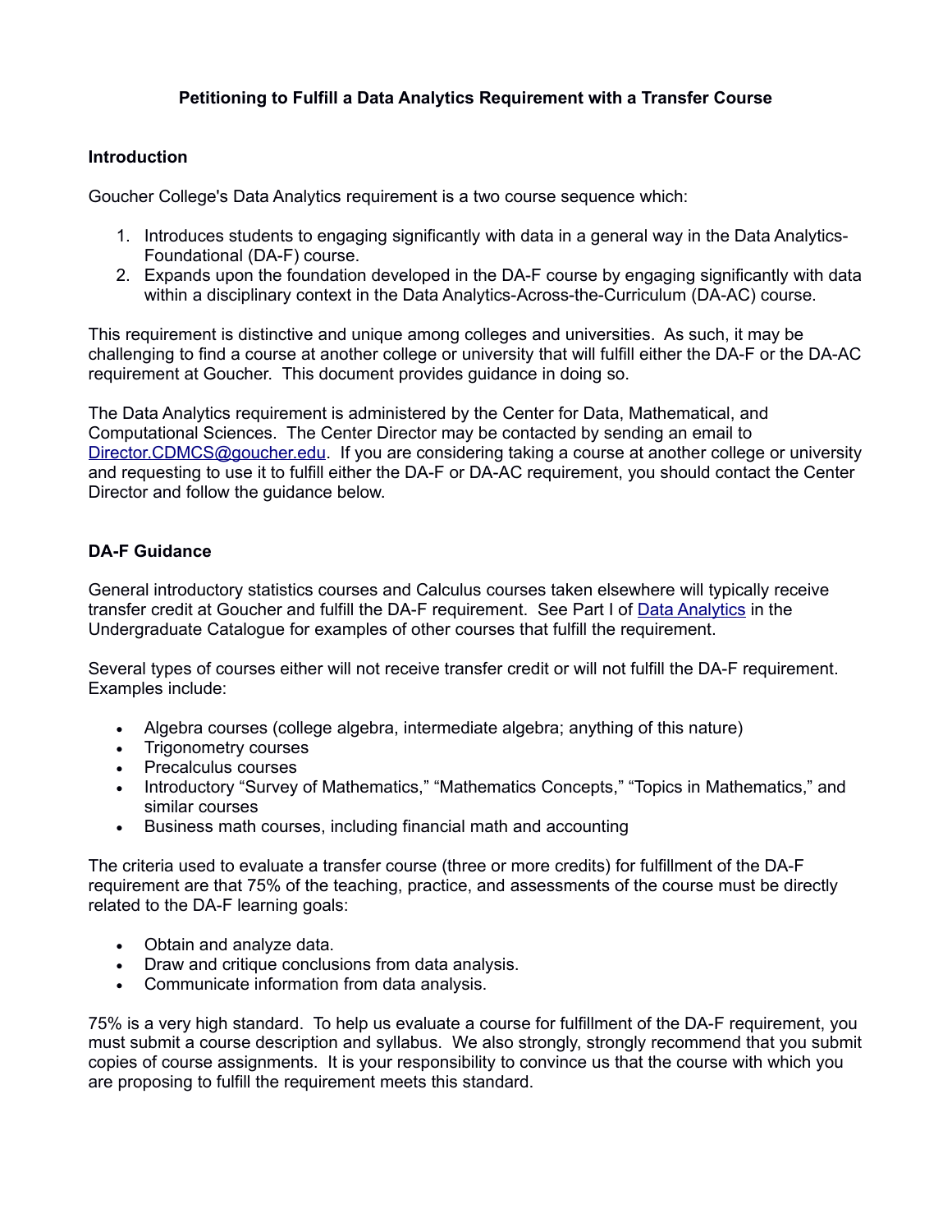# Petitioning to Fulfill a Data Analytics Requirement with a Transfer Course

## Introduction

Goucher College's Data Analytics requirement is a two course sequence which:

1. Introduces students to engaging significantly with data in a general way in the Data Analytics-Foundational (DA-F) course.
2. Expands upon the foundation developed in the DA-F course by engaging significantly with data within a disciplinary context in the Data Analytics-Across-the-Curriculum (DA-AC) course.

This requirement is distinctive and unique among colleges and universities. As such, it may be challenging to find a course at another college or university that will fulfill either the DA-F or the DA-AC requirement at Goucher. This document provides guidance in doing so.

The Data Analytics requirement is administered by the Center for Data, Mathematical, and Computational Sciences. The Center Director may be contacted by sending an email to [Director.CDMCS@goucher.edu](mailto:Director.CDMCS@goucher.edu). If you are considering taking a course at another college or university and requesting to use it to fulfill either the DA-F or DA-AC requirement, you should contact the Center Director and follow the guidance below.

## DA-F Guidance

General introductory statistics courses and Calculus courses taken elsewhere will typically receive transfer credit at Goucher and fulfill the DA-F requirement. See Part I of Data Analytics in the Undergraduate Catalogue for examples of other courses that fulfill the requirement.

Several types of courses either will not receive transfer credit or will not fulfill the DA-F requirement. Examples include:

- Algebra courses (college algebra, intermediate algebra; anything of this nature)
- Trigonometry courses
- Precalculus courses
- Introductory "Survey of Mathematics," "Mathematics Concepts," "Topics in Mathematics," and similar courses
- Business math courses, including financial math and accounting

The criteria used to evaluate a transfer course (three or more credits) for fulfillment of the DA-F requirement are that 75% of the teaching, practice, and assessments of the course must be directly related to the DA-F learning goals:

- Obtain and analyze data.
- Draw and critique conclusions from data analysis.
- Communicate information from data analysis.

75% is a very high standard. To help us evaluate a course for fulfillment of the DA-F requirement, you must submit a course description and syllabus. We also strongly, strongly recommend that you submit copies of course assignments. It is your responsibility to convince us that the course with which you are proposing to fulfill the requirement meets this standard.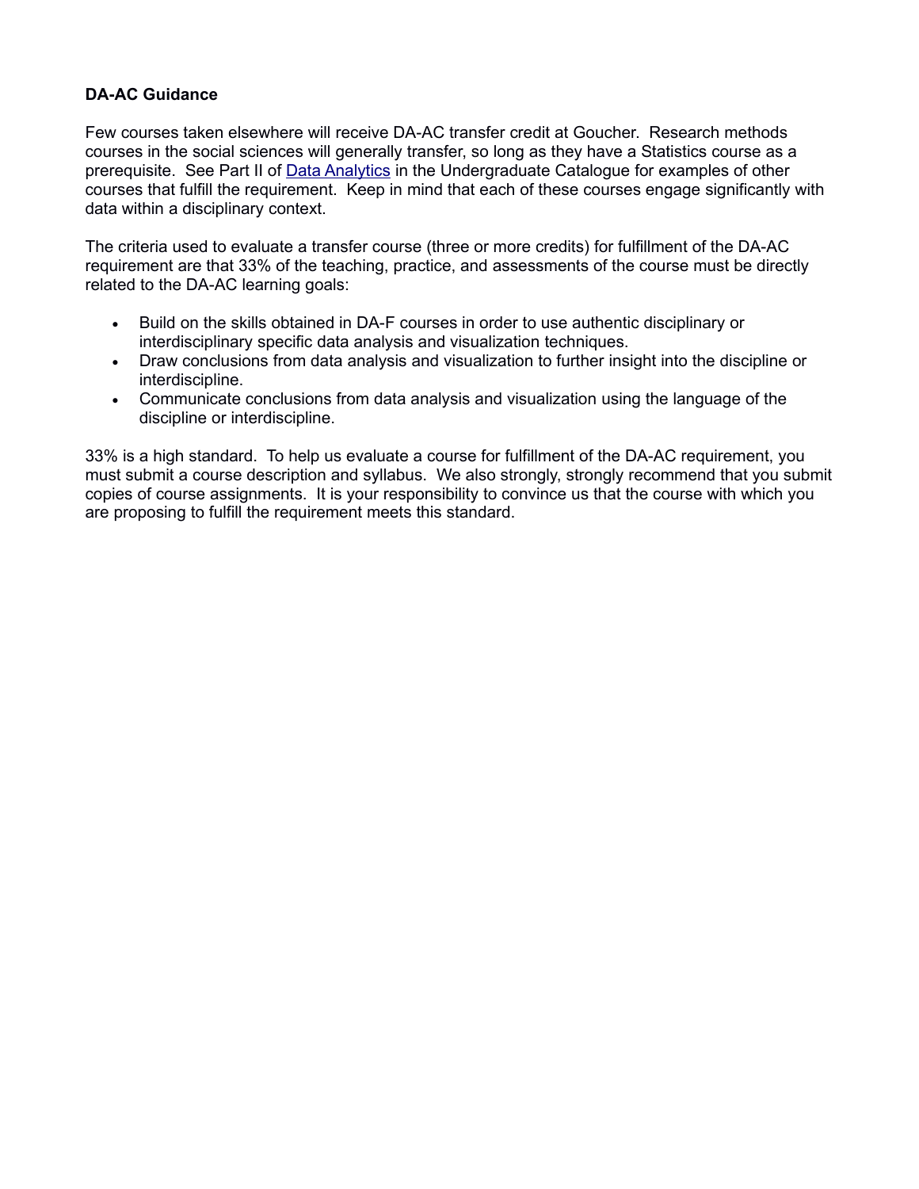**DA-AC Guidance**

Few courses taken elsewhere will receive DA-AC transfer credit at Goucher. Research methods courses in the social sciences will generally transfer, so long as they have a Statistics course as a prerequisite. See Part II of Data Analytics in the Undergraduate Catalogue for examples of other courses that fulfill the requirement. Keep in mind that each of these courses engage significantly with data within a disciplinary context.

The criteria used to evaluate a transfer course (three or more credits) for fulfillment of the DA-AC requirement are that 33% of the teaching, practice, and assessments of the course must be directly related to the DA-AC learning goals:

- Build on the skills obtained in DA-F courses in order to use authentic disciplinary or interdisciplinary specific data analysis and visualization techniques.
- Draw conclusions from data analysis and visualization to further insight into the discipline or interdiscipline.
- Communicate conclusions from data analysis and visualization using the language of the discipline or interdiscipline.

33% is a high standard. To help us evaluate a course for fulfillment of the DA-AC requirement, you must submit a course description and syllabus. We also strongly, strongly recommend that you submit copies of course assignments. It is your responsibility to convince us that the course with which you are proposing to fulfill the requirement meets this standard.